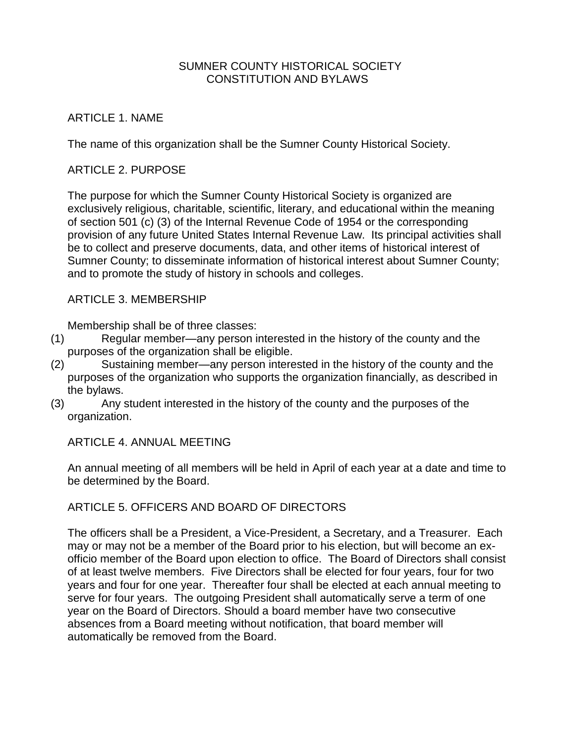# SUMNER COUNTY HISTORICAL SOCIETY
# CONSTITUTION AND BYLAWS

## ARTICLE 1. NAME

The name of this organization shall be the Sumner County Historical Society.

## ARTICLE 2. PURPOSE

The purpose for which the Sumner County Historical Society is organized are exclusively religious, charitable, scientific, literary, and educational within the meaning of section 501 (c) (3) of the Internal Revenue Code of 1954 or the corresponding provision of any future United States Internal Revenue Law. Its principal activities shall be to collect and preserve documents, data, and other items of historical interest of Sumner County; to disseminate information of historical interest about Sumner County; and to promote the study of history in schools and colleges.

## ARTICLE 3. MEMBERSHIP

Membership shall be of three classes:

(1) Regular member—any person interested in the history of the county and the purposes of the organization shall be eligible.

(2) Sustaining member—any person interested in the history of the county and the purposes of the organization who supports the organization financially, as described in the bylaws.

(3) Any student interested in the history of the county and the purposes of the organization.

## ARTICLE 4. ANNUAL MEETING

An annual meeting of all members will be held in April of each year at a date and time to be determined by the Board.

## ARTICLE 5. OFFICERS AND BOARD OF DIRECTORS

The officers shall be a President, a Vice-President, a Secretary, and a Treasurer. Each may or may not be a member of the Board prior to his election, but will become an ex-officio member of the Board upon election to office. The Board of Directors shall consist of at least twelve members. Five Directors shall be elected for four years, four for two years and four for one year. Thereafter four shall be elected at each annual meeting to serve for four years. The outgoing President shall automatically serve a term of one year on the Board of Directors. Should a board member have two consecutive absences from a Board meeting without notification, that board member will automatically be removed from the Board.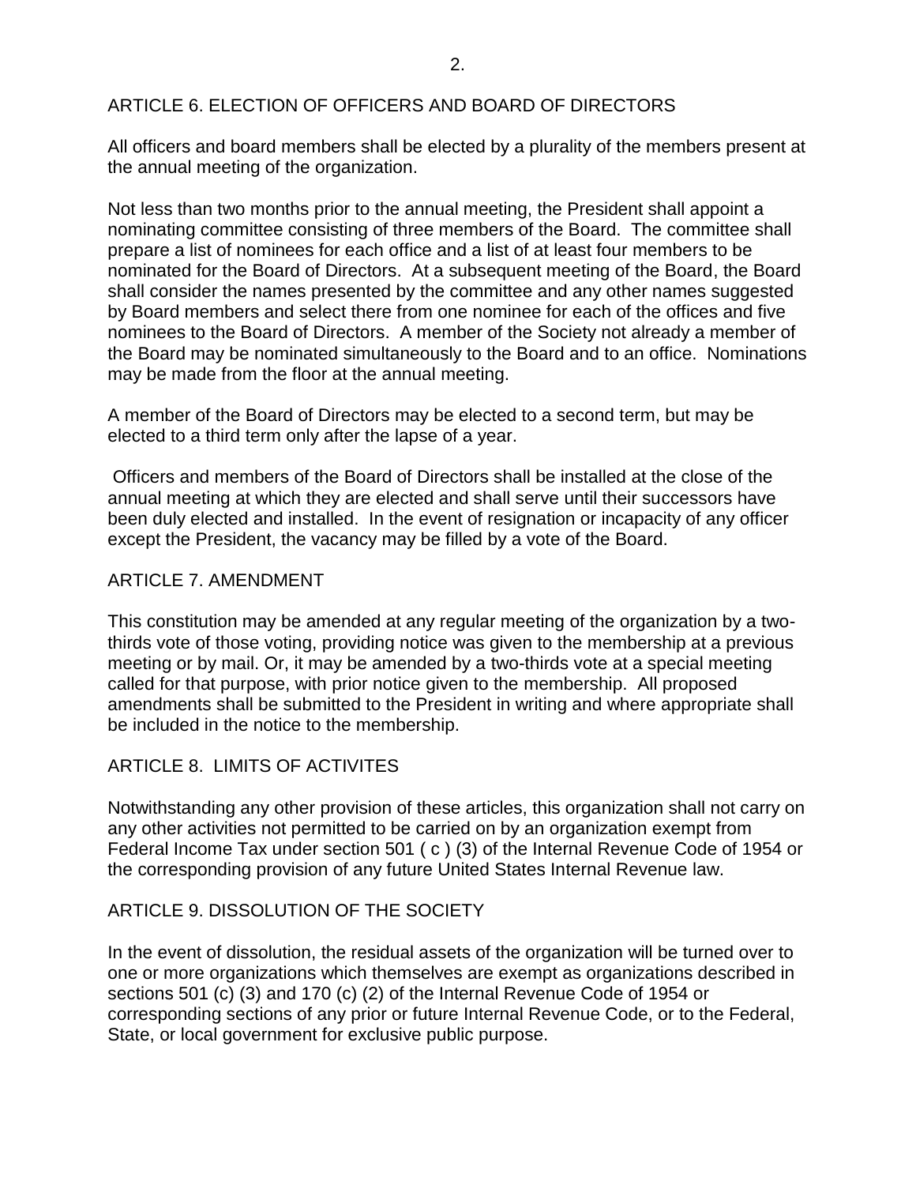## ARTICLE 6. ELECTION OF OFFICERS AND BOARD OF DIRECTORS

All officers and board members shall be elected by a plurality of the members present at the annual meeting of the organization.

Not less than two months prior to the annual meeting, the President shall appoint a nominating committee consisting of three members of the Board. The committee shall prepare a list of nominees for each office and a list of at least four members to be nominated for the Board of Directors. At a subsequent meeting of the Board, the Board shall consider the names presented by the committee and any other names suggested by Board members and select there from one nominee for each of the offices and five nominees to the Board of Directors. A member of the Society not already a member of the Board may be nominated simultaneously to the Board and to an office. Nominations may be made from the floor at the annual meeting.

A member of the Board of Directors may be elected to a second term, but may be elected to a third term only after the lapse of a year.

Officers and members of the Board of Directors shall be installed at the close of the annual meeting at which they are elected and shall serve until their successors have been duly elected and installed. In the event of resignation or incapacity of any officer except the President, the vacancy may be filled by a vote of the Board.

## ARTICLE 7. AMENDMENT

This constitution may be amended at any regular meeting of the organization by a two-thirds vote of those voting, providing notice was given to the membership at a previous meeting or by mail. Or, it may be amended by a two-thirds vote at a special meeting called for that purpose, with prior notice given to the membership. All proposed amendments shall be submitted to the President in writing and where appropriate shall be included in the notice to the membership.

## ARTICLE 8. LIMITS OF ACTIVITES

Notwithstanding any other provision of these articles, this organization shall not carry on any other activities not permitted to be carried on by an organization exempt from Federal Income Tax under section 501 ( c ) (3) of the Internal Revenue Code of 1954 or the corresponding provision of any future United States Internal Revenue law.

## ARTICLE 9. DISSOLUTION OF THE SOCIETY

In the event of dissolution, the residual assets of the organization will be turned over to one or more organizations which themselves are exempt as organizations described in sections 501 (c) (3) and 170 (c) (2) of the Internal Revenue Code of 1954 or corresponding sections of any prior or future Internal Revenue Code, or to the Federal, State, or local government for exclusive public purpose.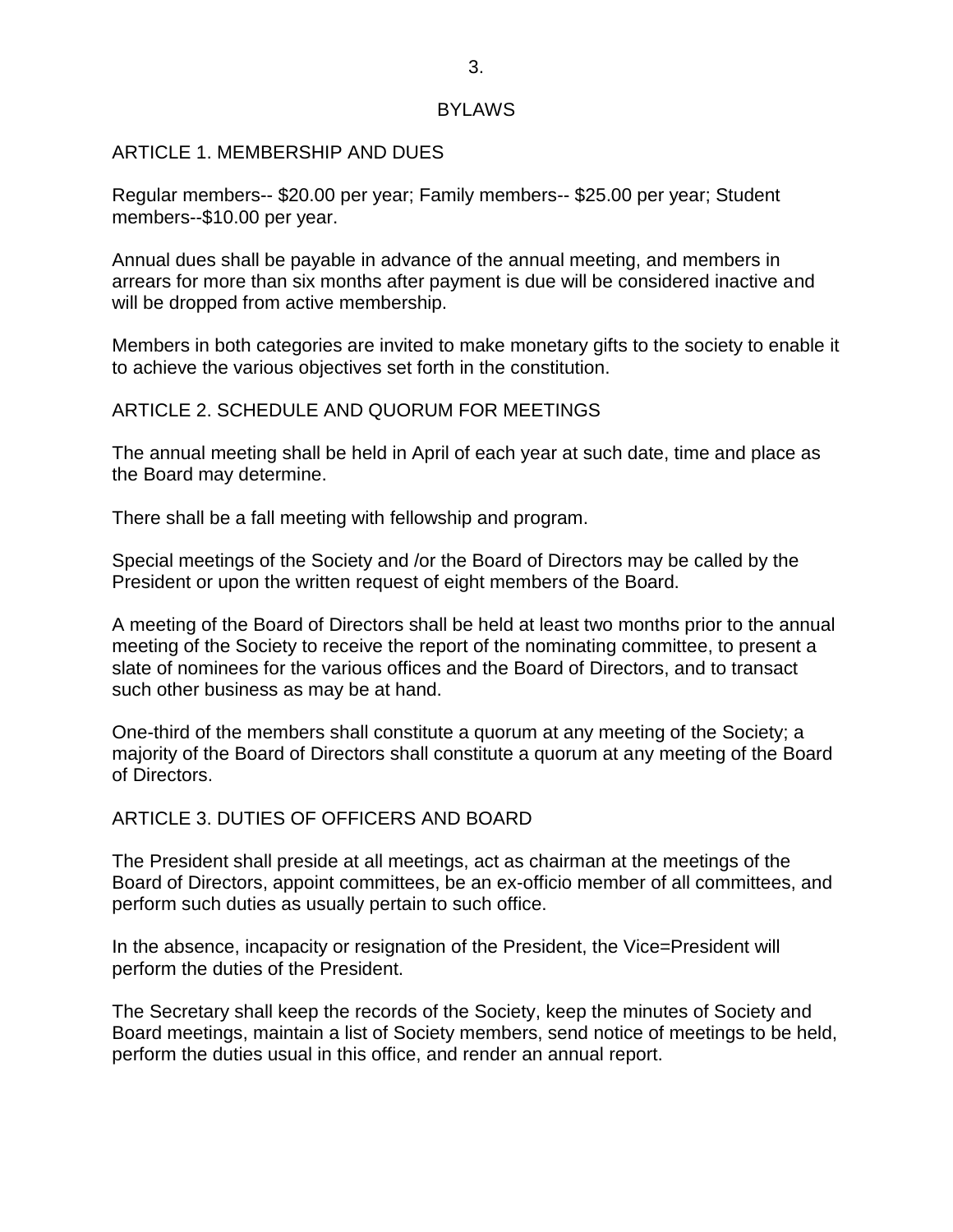## BYLAWS

### ARTICLE 1. MEMBERSHIP AND DUES

Regular members-- $20.00 per year; Family members-- $25.00 per year; Student members--$10.00 per year.

Annual dues shall be payable in advance of the annual meeting, and members in arrears for more than six months after payment is due will be considered inactive and will be dropped from active membership.

Members in both categories are invited to make monetary gifts to the society to enable it to achieve the various objectives set forth in the constitution.

### ARTICLE 2. SCHEDULE AND QUORUM FOR MEETINGS

The annual meeting shall be held in April of each year at such date, time and place as the Board may determine.

There shall be a fall meeting with fellowship and program.

Special meetings of the Society and /or the Board of Directors may be called by the President or upon the written request of eight members of the Board.

A meeting of the Board of Directors shall be held at least two months prior to the annual meeting of the Society to receive the report of the nominating committee, to present a slate of nominees for the various offices and the Board of Directors, and to transact such other business as may be at hand.

One-third of the members shall constitute a quorum at any meeting of the Society; a majority of the Board of Directors shall constitute a quorum at any meeting of the Board of Directors.

### ARTICLE 3. DUTIES OF OFFICERS AND BOARD

The President shall preside at all meetings, act as chairman at the meetings of the Board of Directors, appoint committees, be an ex-officio member of all committees, and perform such duties as usually pertain to such office.

In the absence, incapacity or resignation of the President, the Vice=President will perform the duties of the President.

The Secretary shall keep the records of the Society, keep the minutes of Society and Board meetings, maintain a list of Society members, send notice of meetings to be held, perform the duties usual in this office, and render an annual report.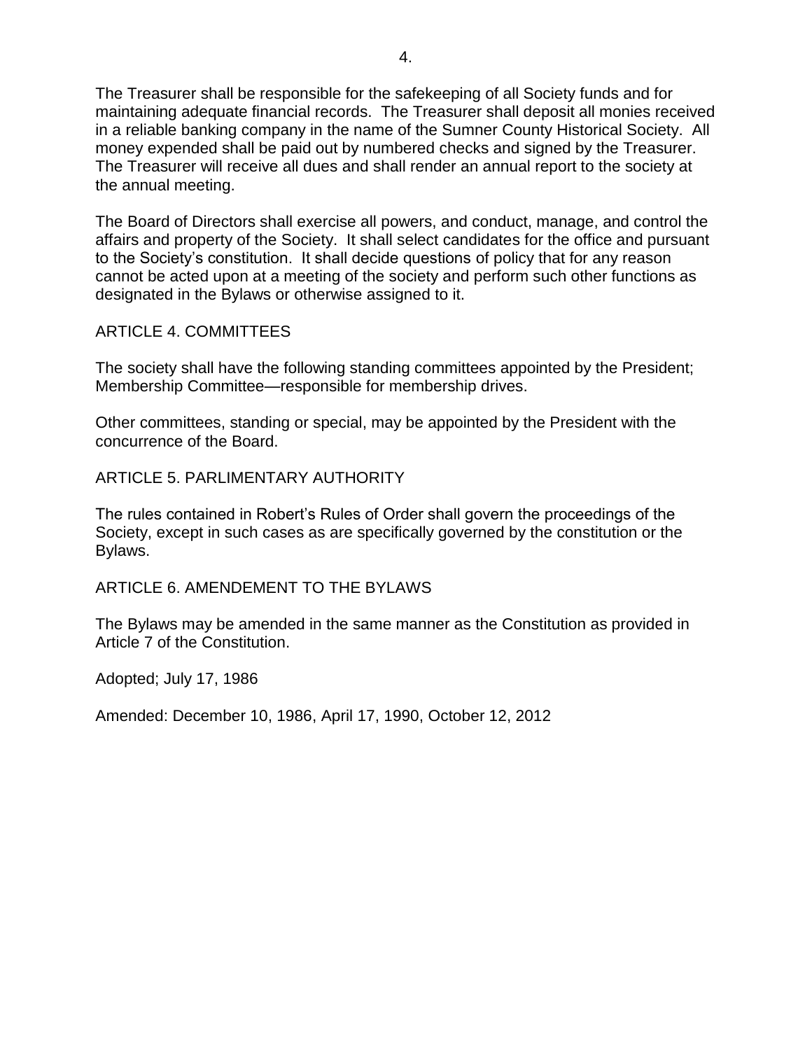The Treasurer shall be responsible for the safekeeping of all Society funds and for maintaining adequate financial records. The Treasurer shall deposit all monies received in a reliable banking company in the name of the Sumner County Historical Society. All money expended shall be paid out by numbered checks and signed by the Treasurer. The Treasurer will receive all dues and shall render an annual report to the society at the annual meeting.

The Board of Directors shall exercise all powers, and conduct, manage, and control the affairs and property of the Society. It shall select candidates for the office and pursuant to the Society's constitution. It shall decide questions of policy that for any reason cannot be acted upon at a meeting of the society and perform such other functions as designated in the Bylaws or otherwise assigned to it.

## ARTICLE 4. COMMITTEES

The society shall have the following standing committees appointed by the President; Membership Committee—responsible for membership drives.

Other committees, standing or special, may be appointed by the President with the concurrence of the Board.

## ARTICLE 5. PARLIMENTARY AUTHORITY

The rules contained in Robert's Rules of Order shall govern the proceedings of the Society, except in such cases as are specifically governed by the constitution or the Bylaws.

## ARTICLE 6. AMENDEMENT TO THE BYLAWS

The Bylaws may be amended in the same manner as the Constitution as provided in Article 7 of the Constitution.

Adopted; July 17, 1986

Amended: December 10, 1986, April 17, 1990, October 12, 2012